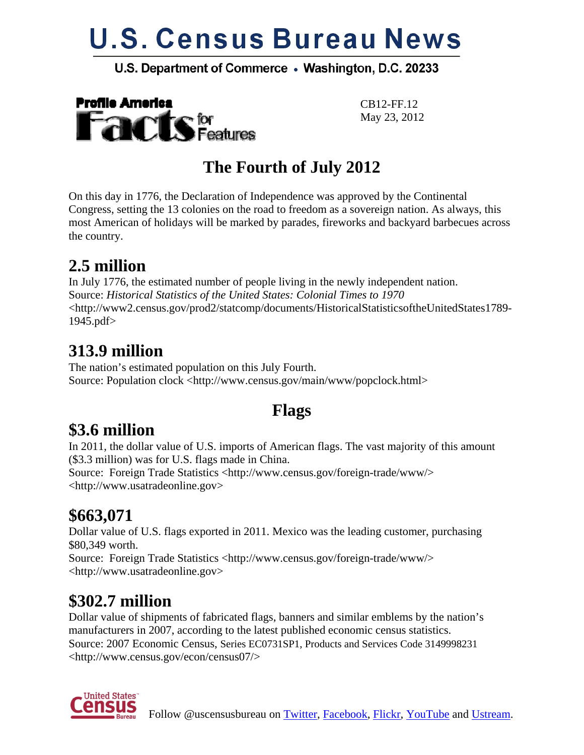# U.S. Census Bureau News

U.S. Department of Commerce • Washington, D.C. 20233

**Profile America Facts for Features**

CB12-FF.12
May 23, 2012

## The Fourth of July 2012

On this day in 1776, the Declaration of Independence was approved by the Continental Congress, setting the 13 colonies on the road to freedom as a sovereign nation. As always, this most American of holidays will be marked by parades, fireworks and backyard barbecues across the country.

### 2.5 million

In July 1776, the estimated number of people living in the newly independent nation.
Source: *Historical Statistics of the United States: Colonial Times to 1970* <http://www2.census.gov/prod2/statcomp/documents/HistoricalStatisticsoftheUnitedStates1789-1945.pdf>

### 313.9 million

The nation's estimated population on this July Fourth.
Source: Population clock <http://www.census.gov/main/www/popclock.html>

## Flags

### $3.6 million

In 2011, the dollar value of U.S. imports of American flags. The vast majority of this amount ($3.3 million) was for U.S. flags made in China.
Source: Foreign Trade Statistics <http://www.census.gov/foreign-trade/www/> <http://www.usatradeonline.gov>

### $663,071

Dollar value of U.S. flags exported in 2011. Mexico was the leading customer, purchasing $80,349 worth.
Source: Foreign Trade Statistics <http://www.census.gov/foreign-trade/www/> <http://www.usatradeonline.gov>

### $302.7 million

Dollar value of shipments of fabricated flags, banners and similar emblems by the nation's manufacturers in 2007, according to the latest published economic census statistics.
Source: 2007 Economic Census, Series EC0731SP1, Products and Services Code 3149998231 <http://www.census.gov/econ/census07/>

Follow @uscensusbureau on Twitter, Facebook, Flickr, YouTube and Ustream.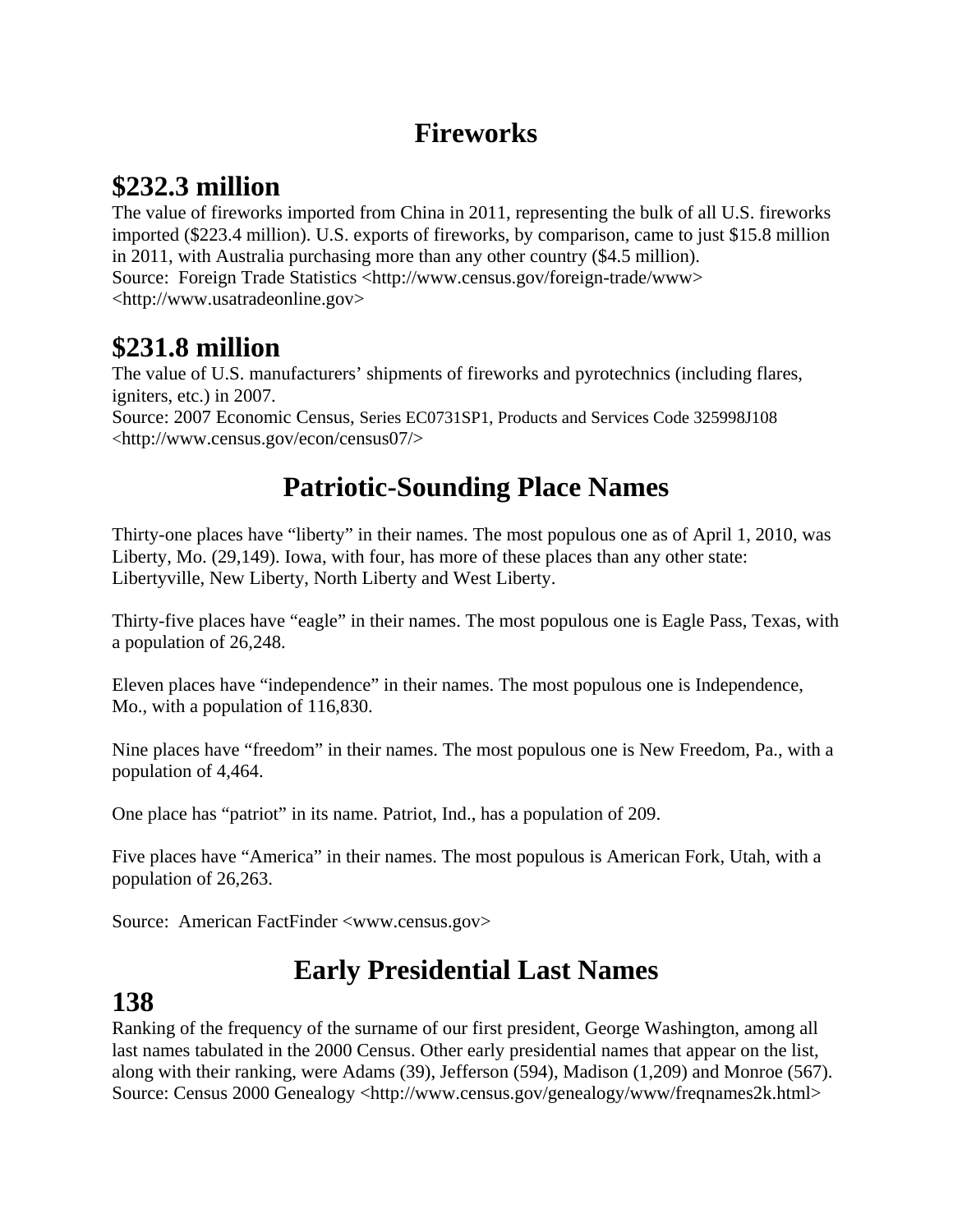## Fireworks

### $232.3 million

The value of fireworks imported from China in 2011, representing the bulk of all U.S. fireworks imported ($223.4 million). U.S. exports of fireworks, by comparison, came to just $15.8 million in 2011, with Australia purchasing more than any other country ($4.5 million).
Source: Foreign Trade Statistics <http://www.census.gov/foreign-trade/www> <http://www.usatradeonline.gov>

### $231.8 million

The value of U.S. manufacturers' shipments of fireworks and pyrotechnics (including flares, igniters, etc.) in 2007.
Source: 2007 Economic Census, Series EC0731SP1, Products and Services Code 325998J108 <http://www.census.gov/econ/census07/>

## Patriotic-Sounding Place Names

Thirty-one places have "liberty" in their names. The most populous one as of April 1, 2010, was Liberty, Mo. (29,149). Iowa, with four, has more of these places than any other state: Libertyville, New Liberty, North Liberty and West Liberty.

Thirty-five places have "eagle" in their names. The most populous one is Eagle Pass, Texas, with a population of 26,248.

Eleven places have "independence" in their names. The most populous one is Independence, Mo., with a population of 116,830.

Nine places have "freedom" in their names. The most populous one is New Freedom, Pa., with a population of 4,464.

One place has "patriot" in its name. Patriot, Ind., has a population of 209.

Five places have "America" in their names. The most populous is American Fork, Utah, with a population of 26,263.

Source: American FactFinder <www.census.gov>

## Early Presidential Last Names

### 138

Ranking of the frequency of the surname of our first president, George Washington, among all last names tabulated in the 2000 Census. Other early presidential names that appear on the list, along with their ranking, were Adams (39), Jefferson (594), Madison (1,209) and Monroe (567).
Source: Census 2000 Genealogy <http://www.census.gov/genealogy/www/freqnames2k.html>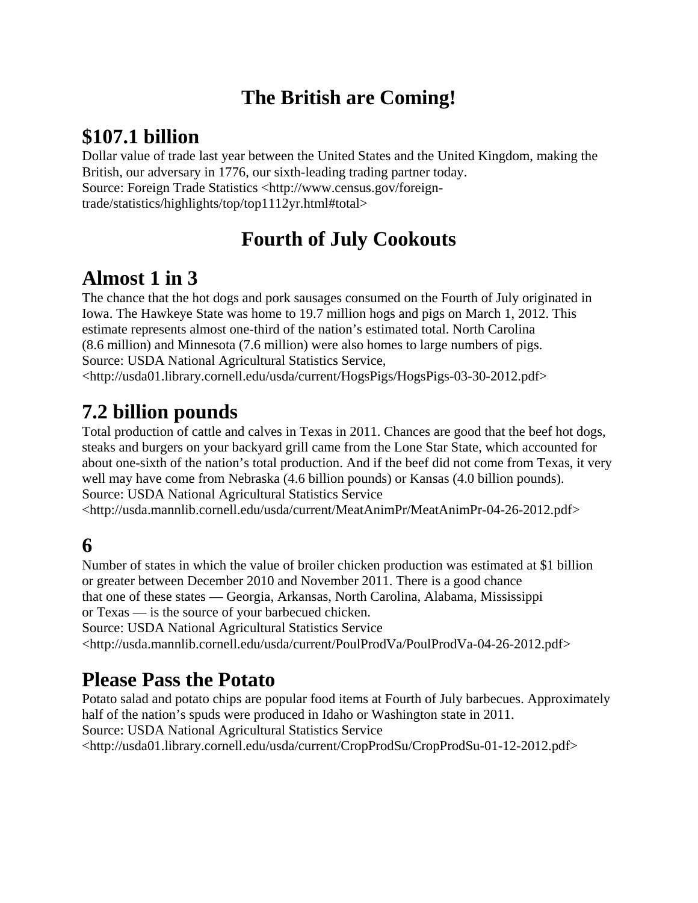# The British are Coming!

## $107.1 billion

Dollar value of trade last year between the United States and the United Kingdom, making the British, our adversary in 1776, our sixth-leading trading partner today.
Source: Foreign Trade Statistics <http://www.census.gov/foreign-trade/statistics/highlights/top/top1112yr.html#total>

# Fourth of July Cookouts

## Almost 1 in 3

The chance that the hot dogs and pork sausages consumed on the Fourth of July originated in Iowa. The Hawkeye State was home to 19.7 million hogs and pigs on March 1, 2012. This estimate represents almost one-third of the nation's estimated total. North Carolina (8.6 million) and Minnesota (7.6 million) were also homes to large numbers of pigs.
Source: USDA National Agricultural Statistics Service, <http://usda01.library.cornell.edu/usda/current/HogsPigs/HogsPigs-03-30-2012.pdf>

## 7.2 billion pounds

Total production of cattle and calves in Texas in 2011. Chances are good that the beef hot dogs, steaks and burgers on your backyard grill came from the Lone Star State, which accounted for about one-sixth of the nation's total production. And if the beef did not come from Texas, it very well may have come from Nebraska (4.6 billion pounds) or Kansas (4.0 billion pounds).
Source: USDA National Agricultural Statistics Service <http://usda.mannlib.cornell.edu/usda/current/MeatAnimPr/MeatAnimPr-04-26-2012.pdf>

## 6

Number of states in which the value of broiler chicken production was estimated at $1 billion or greater between December 2010 and November 2011. There is a good chance that one of these states — Georgia, Arkansas, North Carolina, Alabama, Mississippi or Texas — is the source of your barbecued chicken.
Source: USDA National Agricultural Statistics Service <http://usda.mannlib.cornell.edu/usda/current/PoulProdVa/PoulProdVa-04-26-2012.pdf>

## Please Pass the Potato

Potato salad and potato chips are popular food items at Fourth of July barbecues. Approximately half of the nation's spuds were produced in Idaho or Washington state in 2011.
Source: USDA National Agricultural Statistics Service <http://usda01.library.cornell.edu/usda/current/CropProdSu/CropProdSu-01-12-2012.pdf>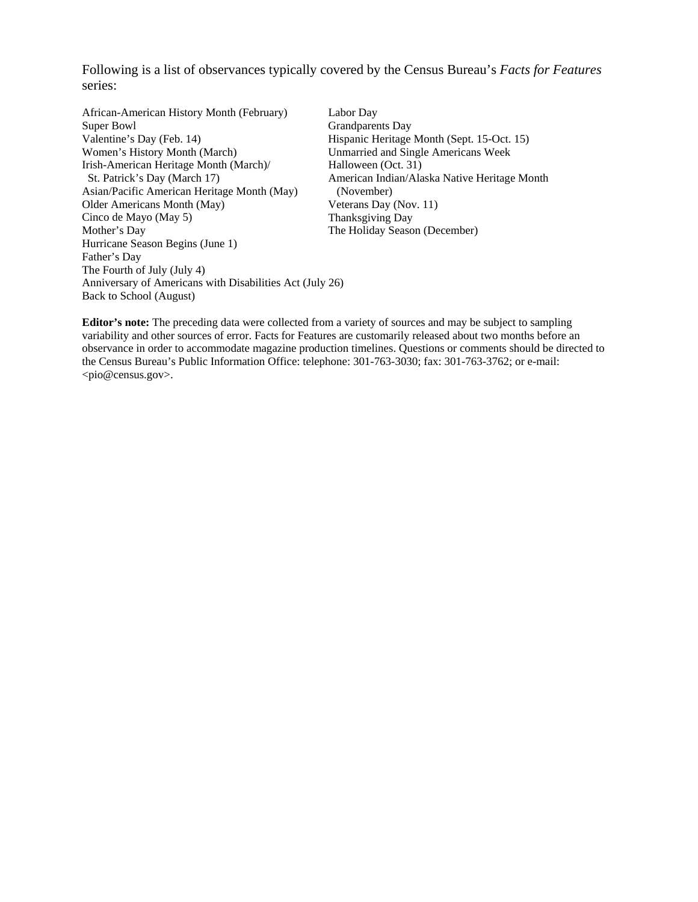Following is a list of observances typically covered by the Census Bureau's *Facts for Features* series:

African-American History Month (February)
Super Bowl
Valentine's Day (Feb. 14)
Women's History Month (March)
Irish-American Heritage Month (March)/
St. Patrick's Day (March 17)
Asian/Pacific American Heritage Month (May)
Older Americans Month (May)
Cinco de Mayo (May 5)
Mother's Day
Hurricane Season Begins (June 1)
Father's Day
The Fourth of July (July 4)
Anniversary of Americans with Disabilities Act (July 26)
Back to School (August)
Labor Day
Grandparents Day
Hispanic Heritage Month (Sept. 15-Oct. 15)
Unmarried and Single Americans Week
Halloween (Oct. 31)
American Indian/Alaska Native Heritage Month (November)
Veterans Day (Nov. 11)
Thanksgiving Day
The Holiday Season (December)

**Editor's note:** The preceding data were collected from a variety of sources and may be subject to sampling variability and other sources of error. Facts for Features are customarily released about two months before an observance in order to accommodate magazine production timelines. Questions or comments should be directed to the Census Bureau's Public Information Office: telephone: 301-763-3030; fax: 301-763-3762; or e-mail: <pio@census.gov>.